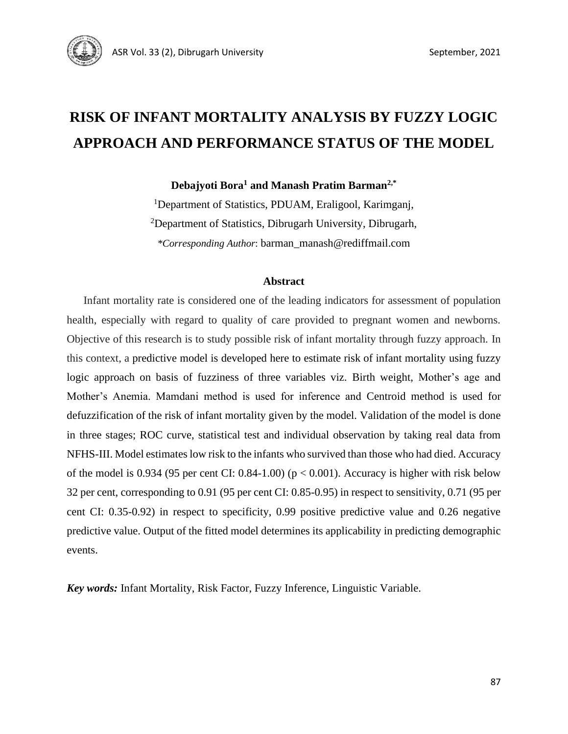# RISK OF INFANT MORTALITY ANALYSIS BY FUZZY LOGIC APPROACH AND PERFORMANCE STATUS OF THE MODEL

**Debajyoti Bora[1] and Manash Pratim Barman[2,*]**

[1]Department of Statistics, PDUAM, Eraligool, Karimganj,

[2]Department of Statistics, Dibrugarh University, Dibrugarh,

*\*Corresponding Author*: barman_manash@rediffmail.com

### Abstract

Infant mortality rate is considered one of the leading indicators for assessment of population health, especially with regard to quality of care provided to pregnant women and newborns. Objective of this research is to study possible risk of infant mortality through fuzzy approach. In this context, a predictive model is developed here to estimate risk of infant mortality using fuzzy logic approach on basis of fuzziness of three variables viz. Birth weight, Mother's age and Mother's Anemia. Mamdani method is used for inference and Centroid method is used for defuzzification of the risk of infant mortality given by the model. Validation of the model is done in three stages; ROC curve, statistical test and individual observation by taking real data from NFHS-III. Model estimates low risk to the infants who survived than those who had died. Accuracy of the model is 0.934 (95 per cent CI: 0.84-1.00) ($p < 0.001$). Accuracy is higher with risk below 32 per cent, corresponding to 0.91 (95 per cent CI: 0.85-0.95) in respect to sensitivity, 0.71 (95 per cent CI: 0.35-0.92) in respect to specificity, 0.99 positive predictive value and 0.26 negative predictive value. Output of the fitted model determines its applicability in predicting demographic events.

***Key words:*** Infant Mortality, Risk Factor, Fuzzy Inference, Linguistic Variable.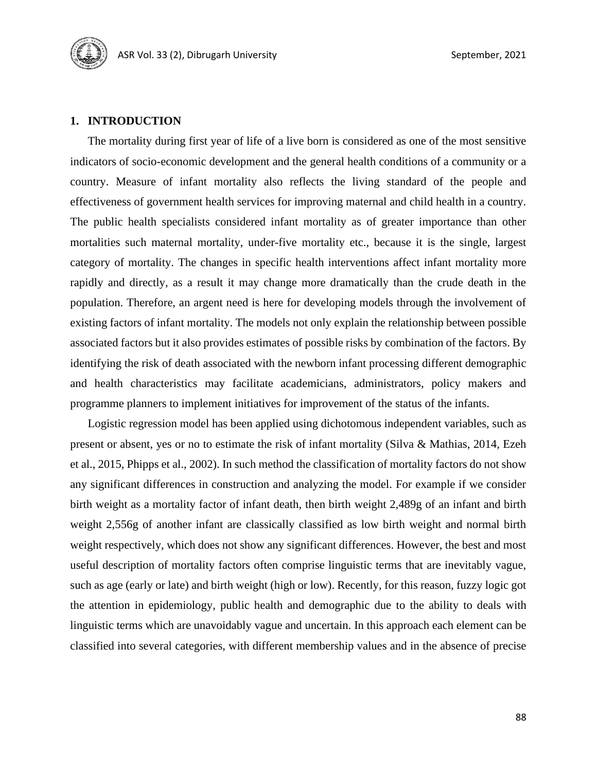## 1. INTRODUCTION

The mortality during first year of life of a live born is considered as one of the most sensitive indicators of socio-economic development and the general health conditions of a community or a country. Measure of infant mortality also reflects the living standard of the people and effectiveness of government health services for improving maternal and child health in a country. The public health specialists considered infant mortality as of greater importance than other mortalities such maternal mortality, under-five mortality etc., because it is the single, largest category of mortality. The changes in specific health interventions affect infant mortality more rapidly and directly, as a result it may change more dramatically than the crude death in the population. Therefore, an argent need is here for developing models through the involvement of existing factors of infant mortality. The models not only explain the relationship between possible associated factors but it also provides estimates of possible risks by combination of the factors. By identifying the risk of death associated with the newborn infant processing different demographic and health characteristics may facilitate academicians, administrators, policy makers and programme planners to implement initiatives for improvement of the status of the infants.

Logistic regression model has been applied using dichotomous independent variables, such as present or absent, yes or no to estimate the risk of infant mortality (Silva & Mathias, 2014, Ezeh et al., 2015, Phipps et al., 2002). In such method the classification of mortality factors do not show any significant differences in construction and analyzing the model. For example if we consider birth weight as a mortality factor of infant death, then birth weight 2,489g of an infant and birth weight 2,556g of another infant are classically classified as low birth weight and normal birth weight respectively, which does not show any significant differences. However, the best and most useful description of mortality factors often comprise linguistic terms that are inevitably vague, such as age (early or late) and birth weight (high or low). Recently, for this reason, fuzzy logic got the attention in epidemiology, public health and demographic due to the ability to deals with linguistic terms which are unavoidably vague and uncertain. In this approach each element can be classified into several categories, with different membership values and in the absence of precise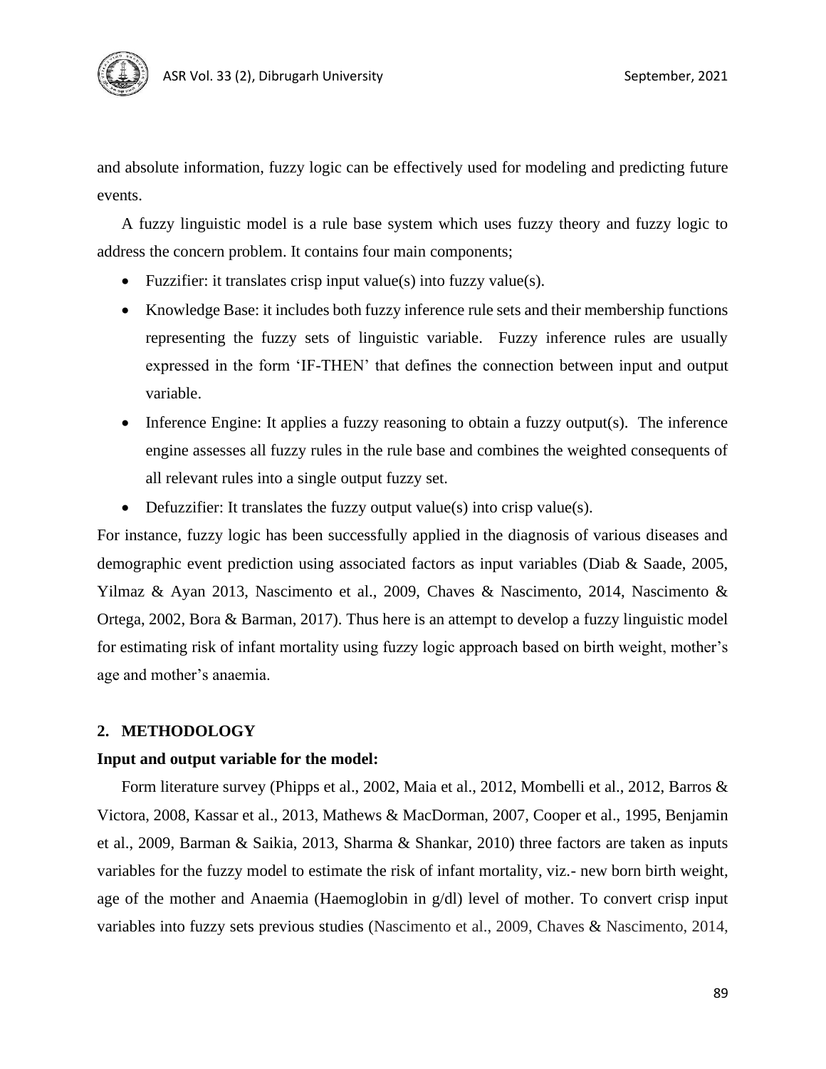and absolute information, fuzzy logic can be effectively used for modeling and predicting future events.

A fuzzy linguistic model is a rule base system which uses fuzzy theory and fuzzy logic to address the concern problem. It contains four main components;

- Fuzzifier: it translates crisp input value(s) into fuzzy value(s).
- Knowledge Base: it includes both fuzzy inference rule sets and their membership functions representing the fuzzy sets of linguistic variable. Fuzzy inference rules are usually expressed in the form 'IF-THEN' that defines the connection between input and output variable.
- Inference Engine: It applies a fuzzy reasoning to obtain a fuzzy output(s). The inference engine assesses all fuzzy rules in the rule base and combines the weighted consequents of all relevant rules into a single output fuzzy set.
- Defuzzifier: It translates the fuzzy output value(s) into crisp value(s).

For instance, fuzzy logic has been successfully applied in the diagnosis of various diseases and demographic event prediction using associated factors as input variables (Diab & Saade, 2005, Yilmaz & Ayan 2013, Nascimento et al., 2009, Chaves & Nascimento, 2014, Nascimento & Ortega, 2002, Bora & Barman, 2017). Thus here is an attempt to develop a fuzzy linguistic model for estimating risk of infant mortality using fuzzy logic approach based on birth weight, mother's age and mother's anaemia.

## 2. METHODOLOGY

**Input and output variable for the model:**

Form literature survey (Phipps et al., 2002, Maia et al., 2012, Mombelli et al., 2012, Barros & Victora, 2008, Kassar et al., 2013, Mathews & MacDorman, 2007, Cooper et al., 1995, Benjamin et al., 2009, Barman & Saikia, 2013, Sharma & Shankar, 2010) three factors are taken as inputs variables for the fuzzy model to estimate the risk of infant mortality, viz.- new born birth weight, age of the mother and Anaemia (Haemoglobin in g/dl) level of mother. To convert crisp input variables into fuzzy sets previous studies (Nascimento et al., 2009, Chaves & Nascimento, 2014,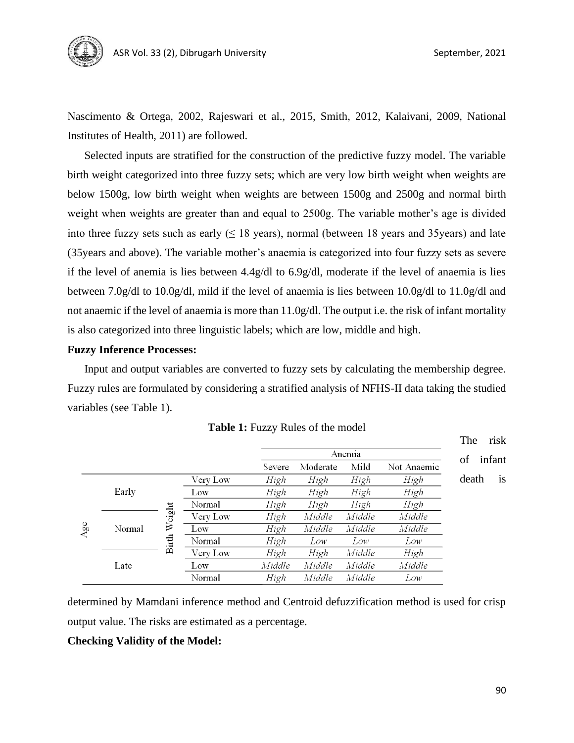Nascimento & Ortega, 2002, Rajeswari et al., 2015, Smith, 2012, Kalaivani, 2009, National Institutes of Health, 2011) are followed.

Selected inputs are stratified for the construction of the predictive fuzzy model. The variable birth weight categorized into three fuzzy sets; which are very low birth weight when weights are below 1500g, low birth weight when weights are between 1500g and 2500g and normal birth weight when weights are greater than and equal to 2500g. The variable mother's age is divided into three fuzzy sets such as early (≤ 18 years), normal (between 18 years and 35years) and late (35years and above). The variable mother's anaemia is categorized into four fuzzy sets as severe if the level of anemia is lies between 4.4g/dl to 6.9g/dl, moderate if the level of anaemia is lies between 7.0g/dl to 10.0g/dl, mild if the level of anaemia is lies between 10.0g/dl to 11.0g/dl and not anaemic if the level of anaemia is more than 11.0g/dl. The output i.e. the risk of infant mortality is also categorized into three linguistic labels; which are low, middle and high.

**Fuzzy Inference Processes:**

Input and output variables are converted to fuzzy sets by calculating the membership degree. Fuzzy rules are formulated by considering a stratified analysis of NFHS-II data taking the studied variables (see Table 1).

**Table 1:** Fuzzy Rules of the model

| | | | | Anemia | | | |
|---|---|---|---|---|---|---|---|
| | | | | Severe | Moderate | Mild | Not Anaemic |
| Age | Early | Birth Weight | Very Low | *High* | *High* | *High* | *High* |
| | | | Low | *High* | *High* | *High* | *High* |
| | | | Normal | *High* | *High* | *High* | *High* |
| | Normal | | Very Low | *High* | *Middle* | *Middle* | *Middle* |
| | | | Low | *High* | *Middle* | *Middle* | *Middle* |
| | | | Normal | *High* | *Low* | *Low* | *Low* |
| | Late | | Very Low | *High* | *High* | *Middle* | *High* |
| | | | Low | *Middle* | *Middle* | *Middle* | *Middle* |
| | | | Normal | *High* | *Middle* | *Middle* | *Low* |

The risk of infant death is determined by Mamdani inference method and Centroid defuzzification method is used for crisp output value. The risks are estimated as a percentage.

**Checking Validity of the Model:**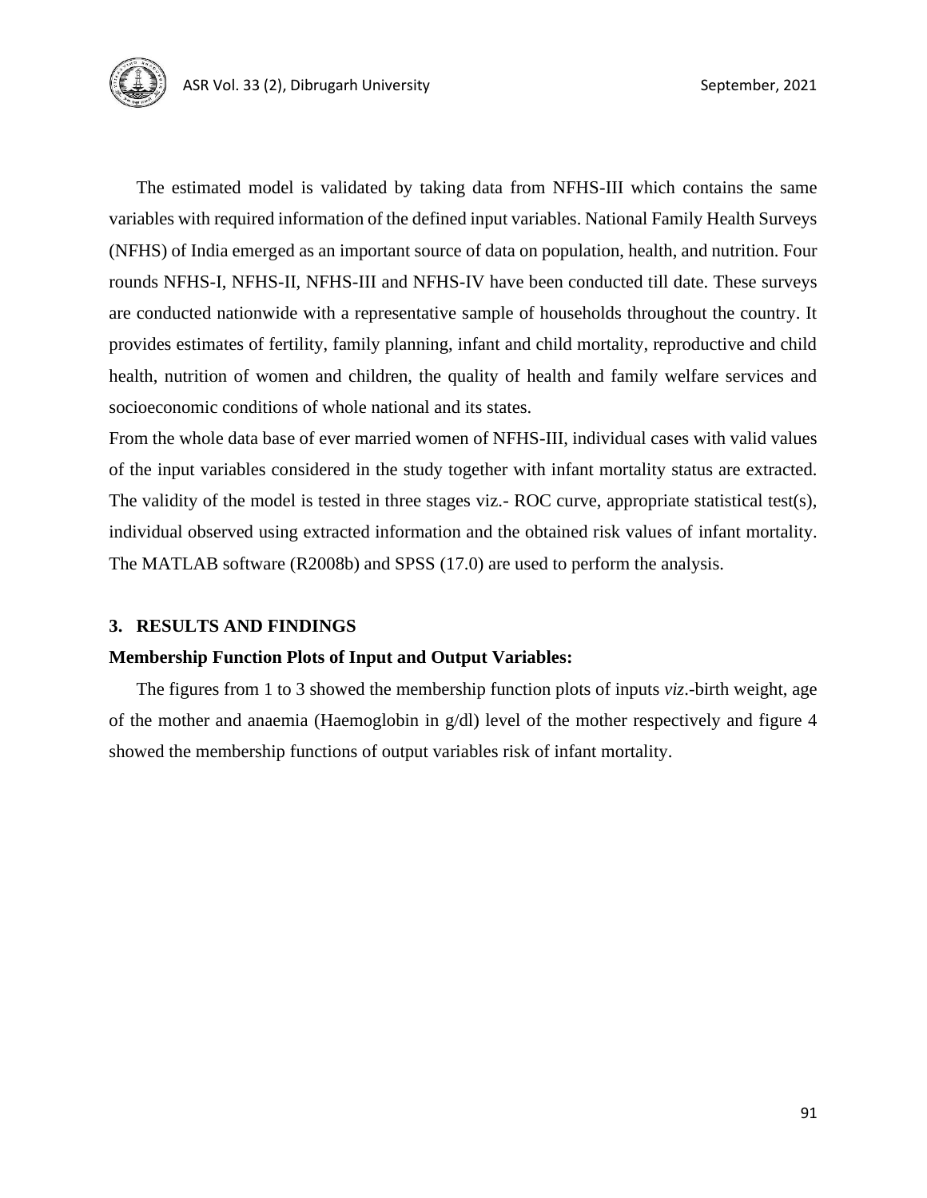The estimated model is validated by taking data from NFHS-III which contains the same variables with required information of the defined input variables. National Family Health Surveys (NFHS) of India emerged as an important source of data on population, health, and nutrition. Four rounds NFHS-I, NFHS-II, NFHS-III and NFHS-IV have been conducted till date. These surveys are conducted nationwide with a representative sample of households throughout the country. It provides estimates of fertility, family planning, infant and child mortality, reproductive and child health, nutrition of women and children, the quality of health and family welfare services and socioeconomic conditions of whole national and its states.

From the whole data base of ever married women of NFHS-III, individual cases with valid values of the input variables considered in the study together with infant mortality status are extracted. The validity of the model is tested in three stages viz.- ROC curve, appropriate statistical test(s), individual observed using extracted information and the obtained risk values of infant mortality. The MATLAB software (R2008b) and SPSS (17.0) are used to perform the analysis.

## 3. RESULTS AND FINDINGS

**Membership Function Plots of Input and Output Variables:**

The figures from 1 to 3 showed the membership function plots of inputs *viz*.-birth weight, age of the mother and anaemia (Haemoglobin in g/dl) level of the mother respectively and figure 4 showed the membership functions of output variables risk of infant mortality.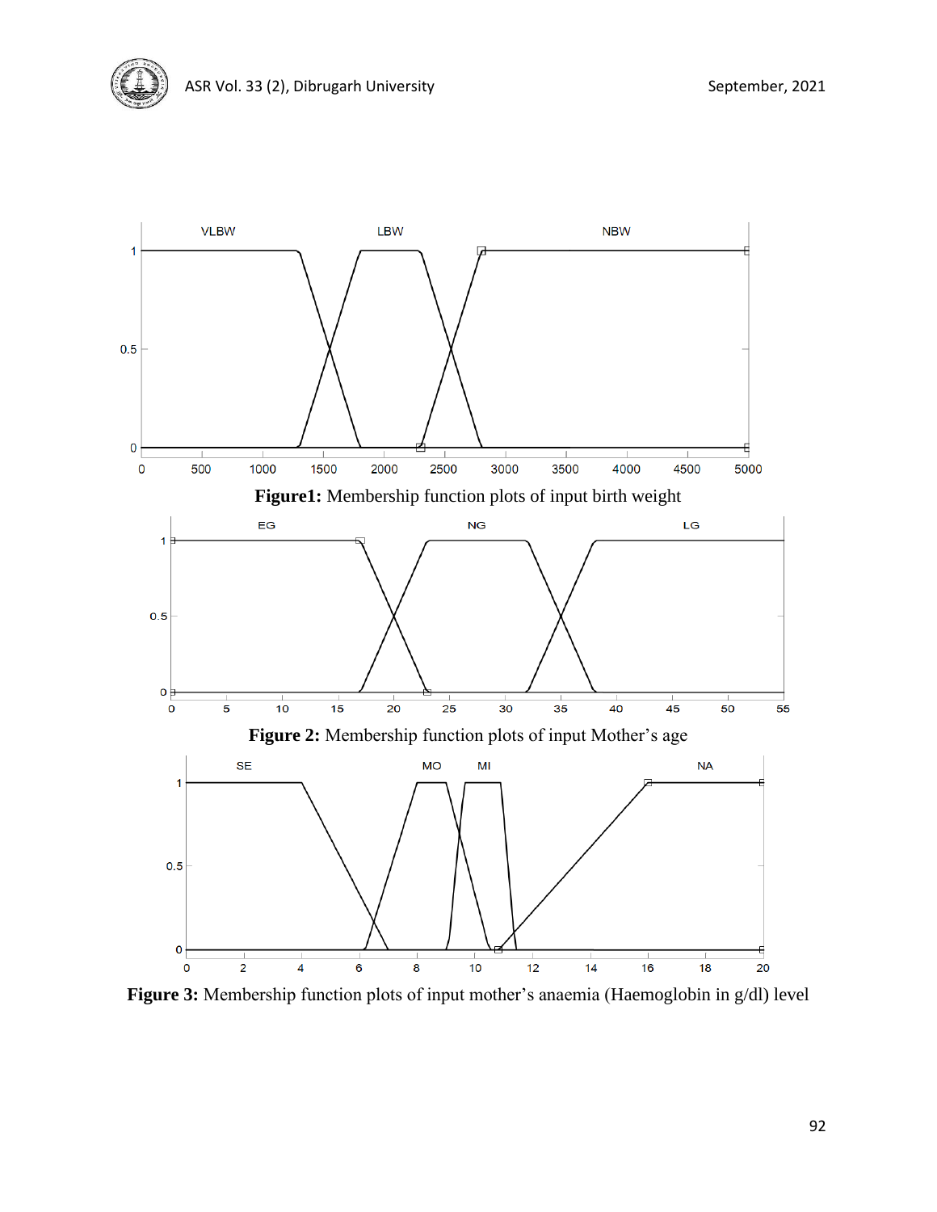**Figure1:** Membership function plots of input birth weight

**Figure 2:** Membership function plots of input Mother's age

**Figure 3:** Membership function plots of input mother's anaemia (Haemoglobin in g/dl) level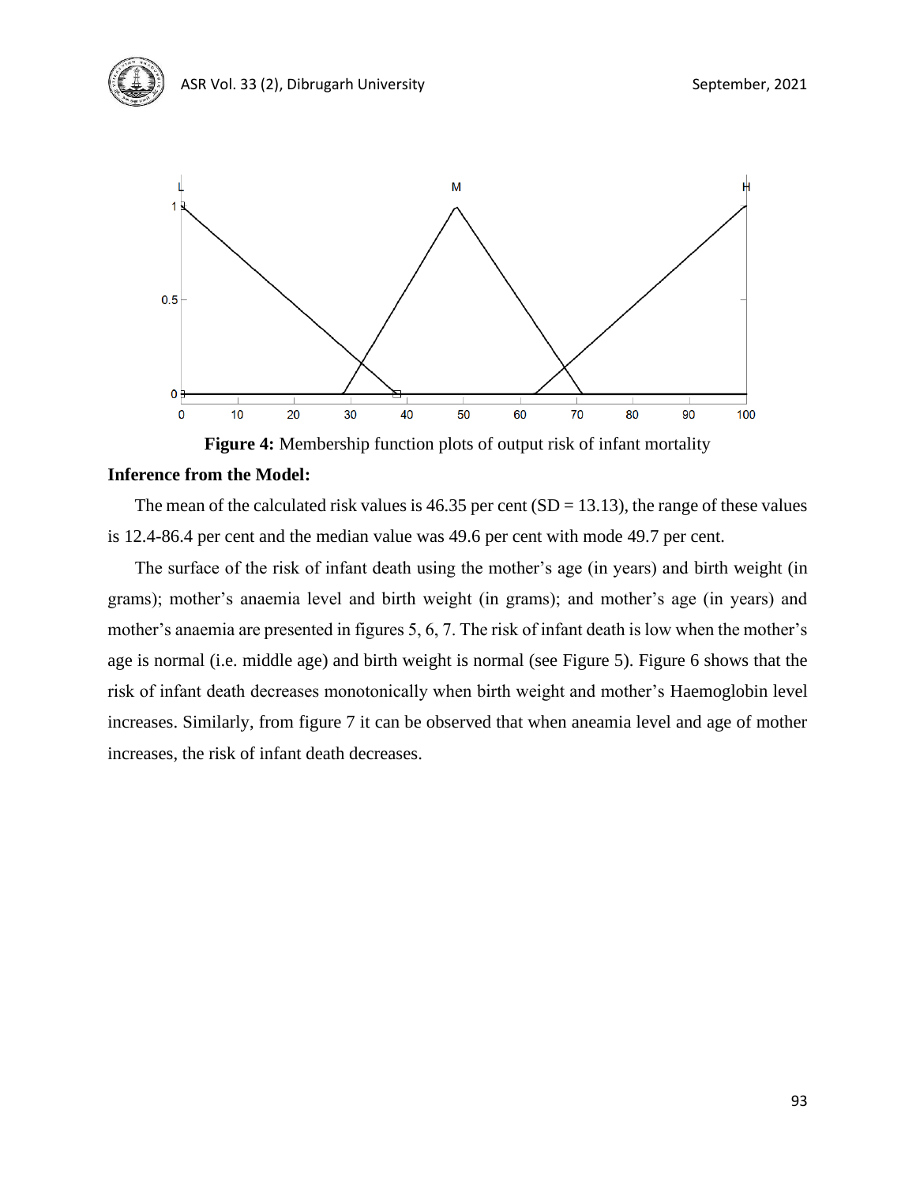**Figure 4:** Membership function plots of output risk of infant mortality

**Inference from the Model:**

The mean of the calculated risk values is 46.35 per cent (SD = 13.13), the range of these values is 12.4-86.4 per cent and the median value was 49.6 per cent with mode 49.7 per cent.

The surface of the risk of infant death using the mother's age (in years) and birth weight (in grams); mother's anaemia level and birth weight (in grams); and mother's age (in years) and mother's anaemia are presented in figures 5, 6, 7. The risk of infant death is low when the mother's age is normal (i.e. middle age) and birth weight is normal (see Figure 5). Figure 6 shows that the risk of infant death decreases monotonically when birth weight and mother's Haemoglobin level increases. Similarly, from figure 7 it can be observed that when aneamia level and age of mother increases, the risk of infant death decreases.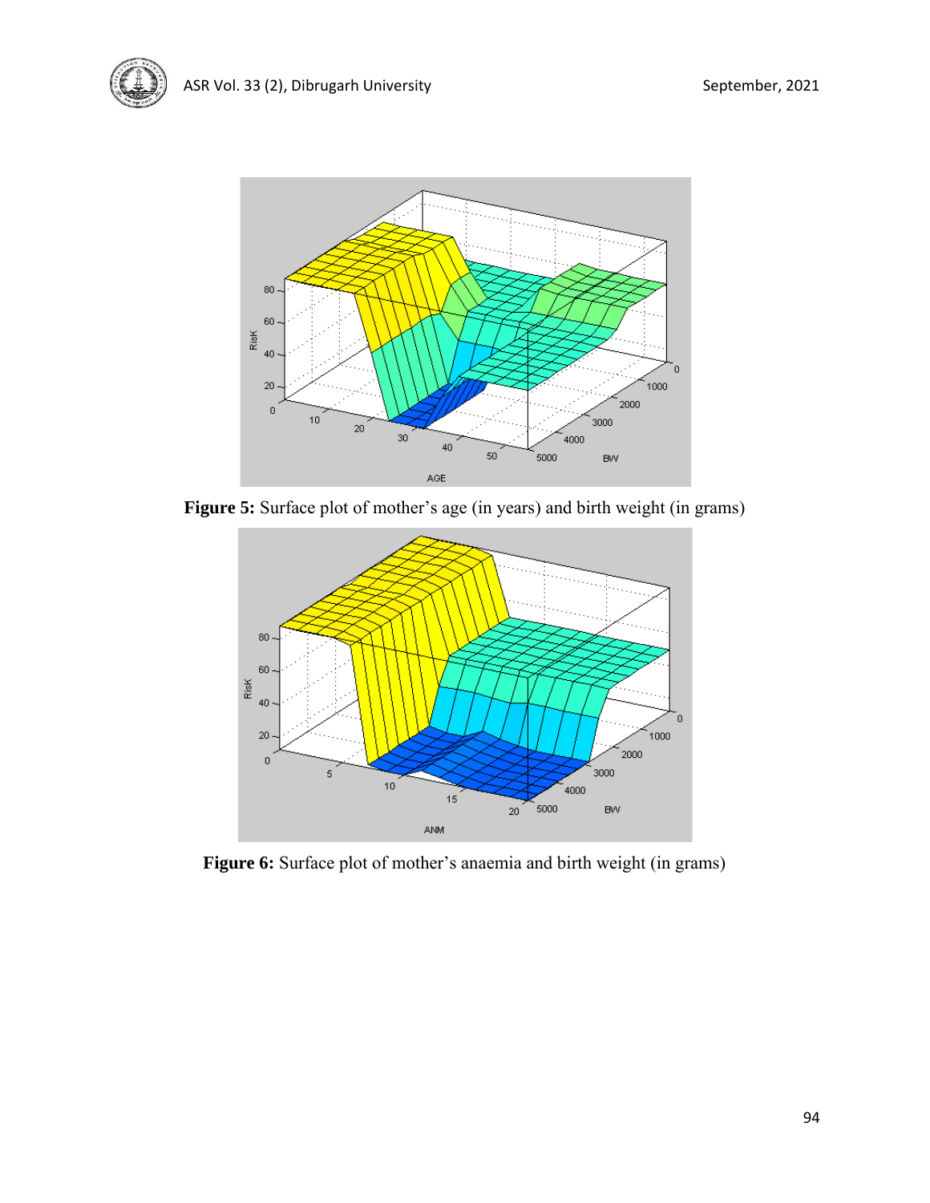**Figure 5:** Surface plot of mother's age (in years) and birth weight (in grams)

**Figure 6:** Surface plot of mother's anaemia and birth weight (in grams)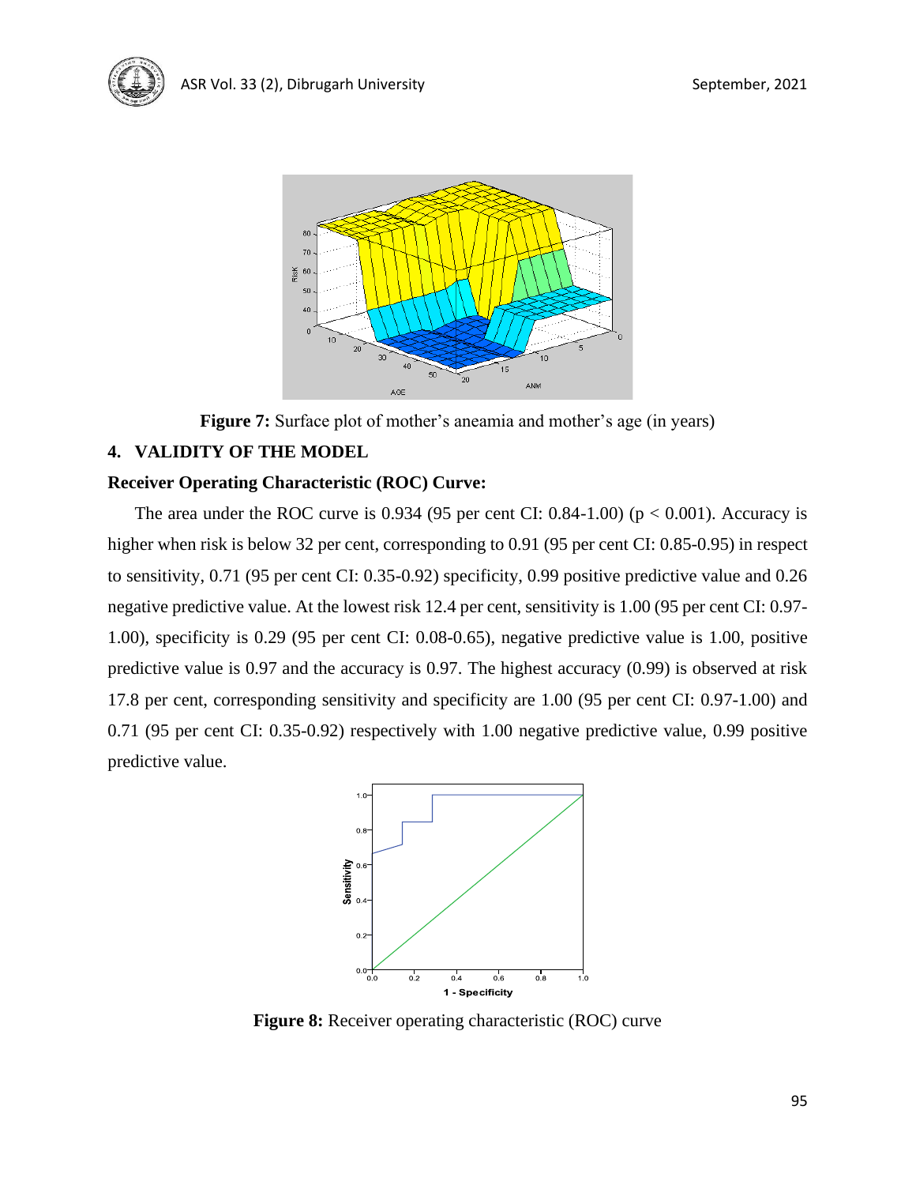**Figure 7:** Surface plot of mother's aneamia and mother's age (in years)

## 4. VALIDITY OF THE MODEL

### Receiver Operating Characteristic (ROC) Curve:

The area under the ROC curve is 0.934 (95 per cent CI: 0.84-1.00) ($p < 0.001$). Accuracy is higher when risk is below 32 per cent, corresponding to 0.91 (95 per cent CI: 0.85-0.95) in respect to sensitivity, 0.71 (95 per cent CI: 0.35-0.92) specificity, 0.99 positive predictive value and 0.26 negative predictive value. At the lowest risk 12.4 per cent, sensitivity is 1.00 (95 per cent CI: 0.97-1.00), specificity is 0.29 (95 per cent CI: 0.08-0.65), negative predictive value is 1.00, positive predictive value is 0.97 and the accuracy is 0.97. The highest accuracy (0.99) is observed at risk 17.8 per cent, corresponding sensitivity and specificity are 1.00 (95 per cent CI: 0.97-1.00) and 0.71 (95 per cent CI: 0.35-0.92) respectively with 1.00 negative predictive value, 0.99 positive predictive value.

**Figure 8:** Receiver operating characteristic (ROC) curve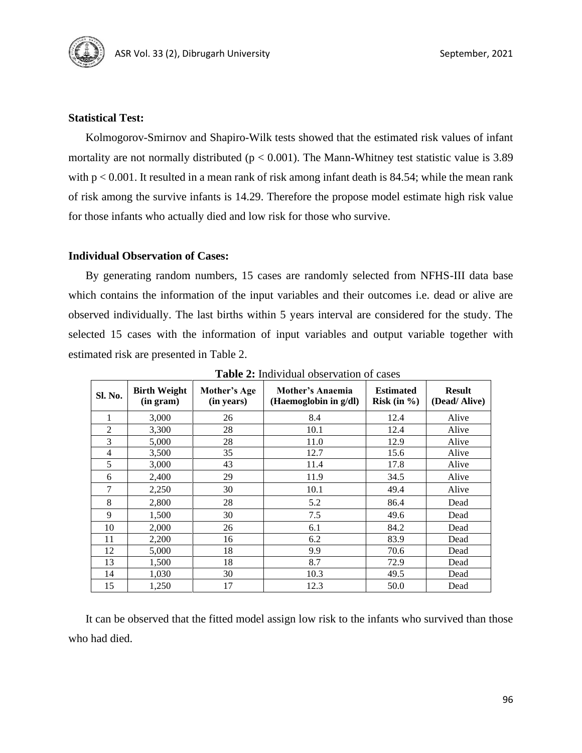**Statistical Test:**

Kolmogorov-Smirnov and Shapiro-Wilk tests showed that the estimated risk values of infant mortality are not normally distributed ($p < 0.001$). The Mann-Whitney test statistic value is 3.89 with $p < 0.001$. It resulted in a mean rank of risk among infant death is 84.54; while the mean rank of risk among the survive infants is 14.29. Therefore the propose model estimate high risk value for those infants who actually died and low risk for those who survive.

**Individual Observation of Cases:**

By generating random numbers, 15 cases are randomly selected from NFHS-III data base which contains the information of the input variables and their outcomes i.e. dead or alive are observed individually. The last births within 5 years interval are considered for the study. The selected 15 cases with the information of input variables and output variable together with estimated risk are presented in Table 2.

**Table 2:** Individual observation of cases

| Sl. No. | Birth Weight (in gram) | Mother's Age (in years) | Mother's Anaemia (Haemoglobin in g/dl) | Estimated Risk (in %) | Result (Dead/ Alive) |
|---|---|---|---|---|---|
| 1 | 3,000 | 26 | 8.4 | 12.4 | Alive |
| 2 | 3,300 | 28 | 10.1 | 12.4 | Alive |
| 3 | 5,000 | 28 | 11.0 | 12.9 | Alive |
| 4 | 3,500 | 35 | 12.7 | 15.6 | Alive |
| 5 | 3,000 | 43 | 11.4 | 17.8 | Alive |
| 6 | 2,400 | 29 | 11.9 | 34.5 | Alive |
| 7 | 2,250 | 30 | 10.1 | 49.4 | Alive |
| 8 | 2,800 | 28 | 5.2 | 86.4 | Dead |
| 9 | 1,500 | 30 | 7.5 | 49.6 | Dead |
| 10 | 2,000 | 26 | 6.1 | 84.2 | Dead |
| 11 | 2,200 | 16 | 6.2 | 83.9 | Dead |
| 12 | 5,000 | 18 | 9.9 | 70.6 | Dead |
| 13 | 1,500 | 18 | 8.7 | 72.9 | Dead |
| 14 | 1,030 | 30 | 10.3 | 49.5 | Dead |
| 15 | 1,250 | 17 | 12.3 | 50.0 | Dead |

It can be observed that the fitted model assign low risk to the infants who survived than those who had died.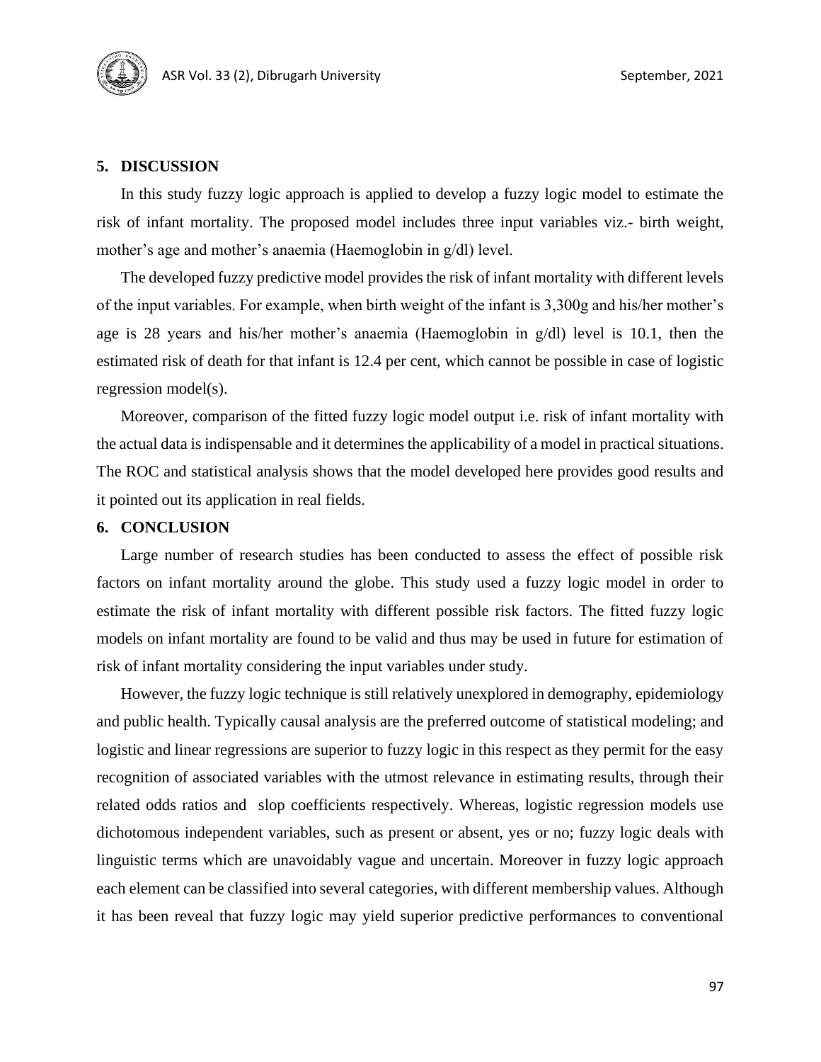## 5. DISCUSSION

In this study fuzzy logic approach is applied to develop a fuzzy logic model to estimate the risk of infant mortality. The proposed model includes three input variables viz.- birth weight, mother's age and mother's anaemia (Haemoglobin in g/dl) level.

The developed fuzzy predictive model provides the risk of infant mortality with different levels of the input variables. For example, when birth weight of the infant is 3,300g and his/her mother's age is 28 years and his/her mother's anaemia (Haemoglobin in g/dl) level is 10.1, then the estimated risk of death for that infant is 12.4 per cent, which cannot be possible in case of logistic regression model(s).

Moreover, comparison of the fitted fuzzy logic model output i.e. risk of infant mortality with the actual data is indispensable and it determines the applicability of a model in practical situations. The ROC and statistical analysis shows that the model developed here provides good results and it pointed out its application in real fields.

## 6. CONCLUSION

Large number of research studies has been conducted to assess the effect of possible risk factors on infant mortality around the globe. This study used a fuzzy logic model in order to estimate the risk of infant mortality with different possible risk factors. The fitted fuzzy logic models on infant mortality are found to be valid and thus may be used in future for estimation of risk of infant mortality considering the input variables under study.

However, the fuzzy logic technique is still relatively unexplored in demography, epidemiology and public health. Typically causal analysis are the preferred outcome of statistical modeling; and logistic and linear regressions are superior to fuzzy logic in this respect as they permit for the easy recognition of associated variables with the utmost relevance in estimating results, through their related odds ratios and slop coefficients respectively. Whereas, logistic regression models use dichotomous independent variables, such as present or absent, yes or no; fuzzy logic deals with linguistic terms which are unavoidably vague and uncertain. Moreover in fuzzy logic approach each element can be classified into several categories, with different membership values. Although it has been reveal that fuzzy logic may yield superior predictive performances to conventional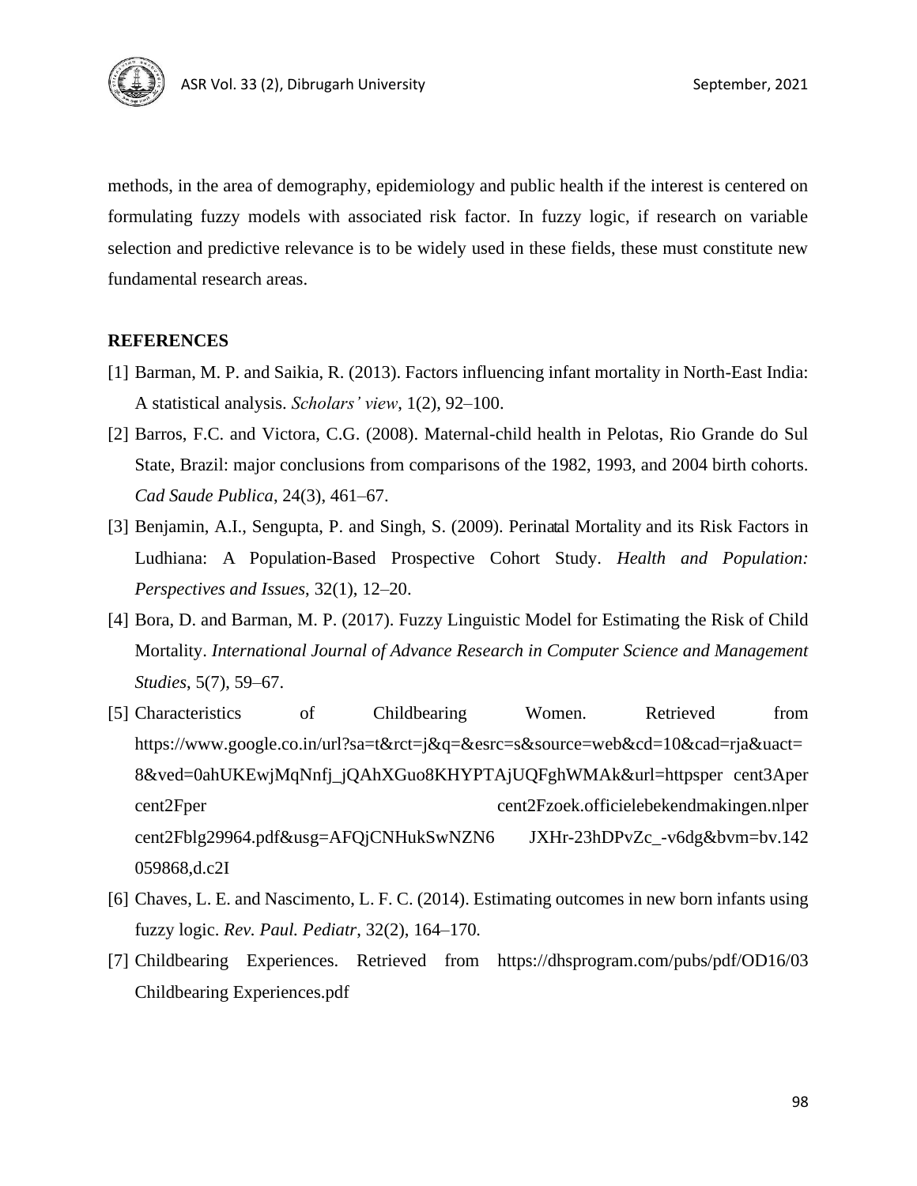methods, in the area of demography, epidemiology and public health if the interest is centered on formulating fuzzy models with associated risk factor. In fuzzy logic, if research on variable selection and predictive relevance is to be widely used in these fields, these must constitute new fundamental research areas.

**REFERENCES**

[1] Barman, M. P. and Saikia, R. (2013). Factors influencing infant mortality in North-East India: A statistical analysis. *Scholars' view*, 1(2), 92–100.

[2] Barros, F.C. and Victora, C.G. (2008). Maternal-child health in Pelotas, Rio Grande do Sul State, Brazil: major conclusions from comparisons of the 1982, 1993, and 2004 birth cohorts. *Cad Saude Publica*, 24(3), 461–67.

[3] Benjamin, A.I., Sengupta, P. and Singh, S. (2009). Perinatal Mortality and its Risk Factors in Ludhiana: A Population-Based Prospective Cohort Study. *Health and Population: Perspectives and Issues*, 32(1), 12–20.

[4] Bora, D. and Barman, M. P. (2017). Fuzzy Linguistic Model for Estimating the Risk of Child Mortality. *International Journal of Advance Research in Computer Science and Management Studies*, 5(7), 59–67.

[5] Characteristics of Childbearing Women. Retrieved from https://www.google.co.in/url?sa=t&rct=j&q=&esrc=s&source=web&cd=10&cad=rja&uact=8&ved=0ahUKEwjMqNnfj_jQAhXGuo8KHYPTAjUQFghWMAk&url=httpsper cent3Aper cent2Fper cent2Fzoek.officielebekendmakingen.nlper cent2Fblg29964.pdf&usg=AFQjCNHukSwNZN6 JXHr-23hDPvZc_-v6dg&bvm=bv.142059868,d.c2I

[6] Chaves, L. E. and Nascimento, L. F. C. (2014). Estimating outcomes in new born infants using fuzzy logic. *Rev. Paul. Pediatr*, 32(2), 164–170.

[7] Childbearing Experiences. Retrieved from https://dhsprogram.com/pubs/pdf/OD16/03 Childbearing Experiences.pdf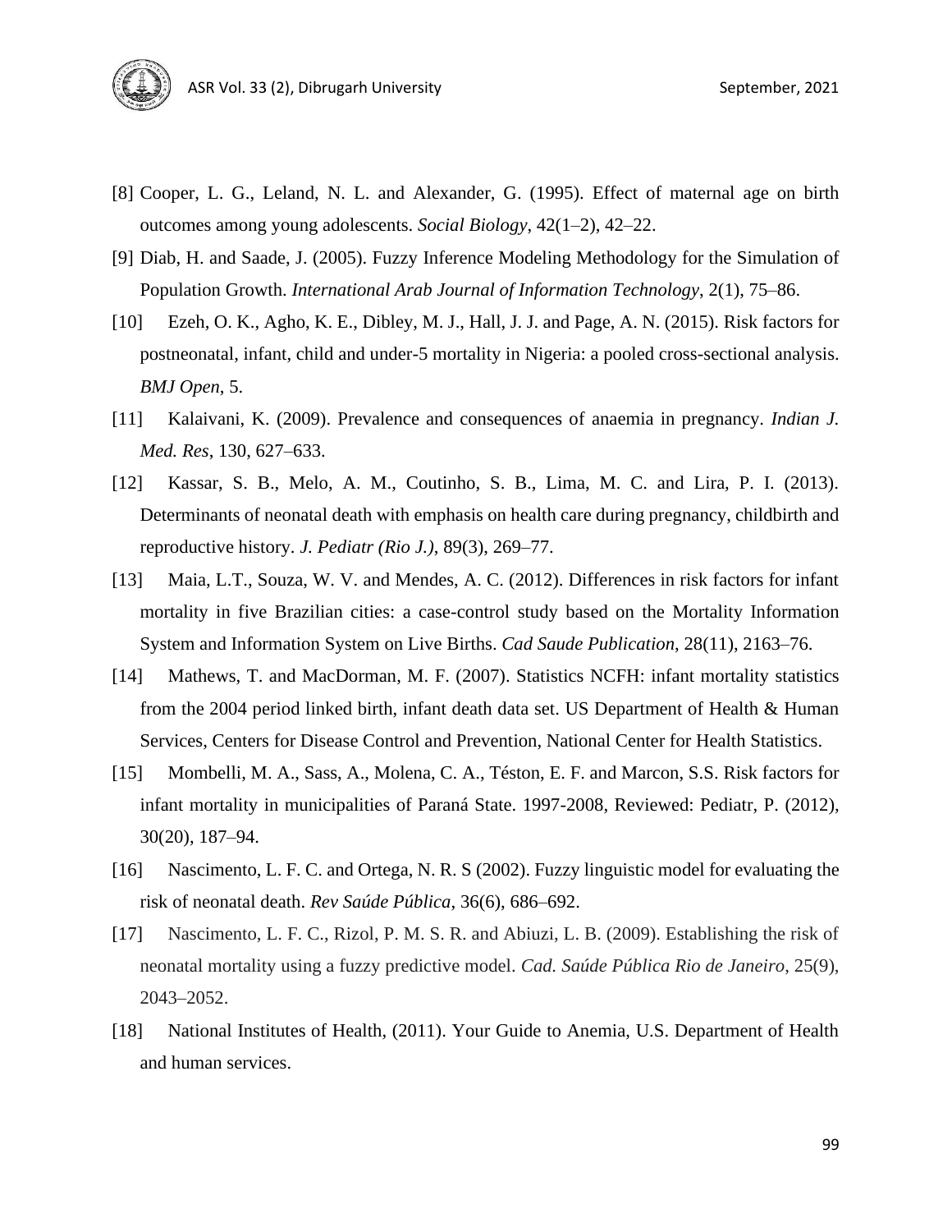[8] Cooper, L. G., Leland, N. L. and Alexander, G. (1995). Effect of maternal age on birth outcomes among young adolescents. *Social Biology*, 42(1–2), 42–22.

[9] Diab, H. and Saade, J. (2005). Fuzzy Inference Modeling Methodology for the Simulation of Population Growth. *International Arab Journal of Information Technology*, 2(1), 75–86.

[10] Ezeh, O. K., Agho, K. E., Dibley, M. J., Hall, J. J. and Page, A. N. (2015). Risk factors for postneonatal, infant, child and under-5 mortality in Nigeria: a pooled cross-sectional analysis. *BMJ Open*, 5.

[11] Kalaivani, K. (2009). Prevalence and consequences of anaemia in pregnancy. *Indian J. Med. Res*, 130, 627–633.

[12] Kassar, S. B., Melo, A. M., Coutinho, S. B., Lima, M. C. and Lira, P. I. (2013). Determinants of neonatal death with emphasis on health care during pregnancy, childbirth and reproductive history. *J. Pediatr (Rio J.)*, 89(3), 269–77.

[13] Maia, L.T., Souza, W. V. and Mendes, A. C. (2012). Differences in risk factors for infant mortality in five Brazilian cities: a case-control study based on the Mortality Information System and Information System on Live Births. *Cad Saude Publication*, 28(11), 2163–76.

[14] Mathews, T. and MacDorman, M. F. (2007). Statistics NCFH: infant mortality statistics from the 2004 period linked birth, infant death data set. US Department of Health & Human Services, Centers for Disease Control and Prevention, National Center for Health Statistics.

[15] Mombelli, M. A., Sass, A., Molena, C. A., Téston, E. F. and Marcon, S.S. Risk factors for infant mortality in municipalities of Paraná State. 1997-2008, Reviewed: Pediatr, P. (2012), 30(20), 187–94.

[16] Nascimento, L. F. C. and Ortega, N. R. S (2002). Fuzzy linguistic model for evaluating the risk of neonatal death. *Rev Saúde Pública*, 36(6), 686–692.

[17] Nascimento, L. F. C., Rizol, P. M. S. R. and Abiuzi, L. B. (2009). Establishing the risk of neonatal mortality using a fuzzy predictive model. *Cad. Saúde Pública Rio de Janeiro*, 25(9), 2043–2052.

[18] National Institutes of Health, (2011). Your Guide to Anemia, U.S. Department of Health and human services.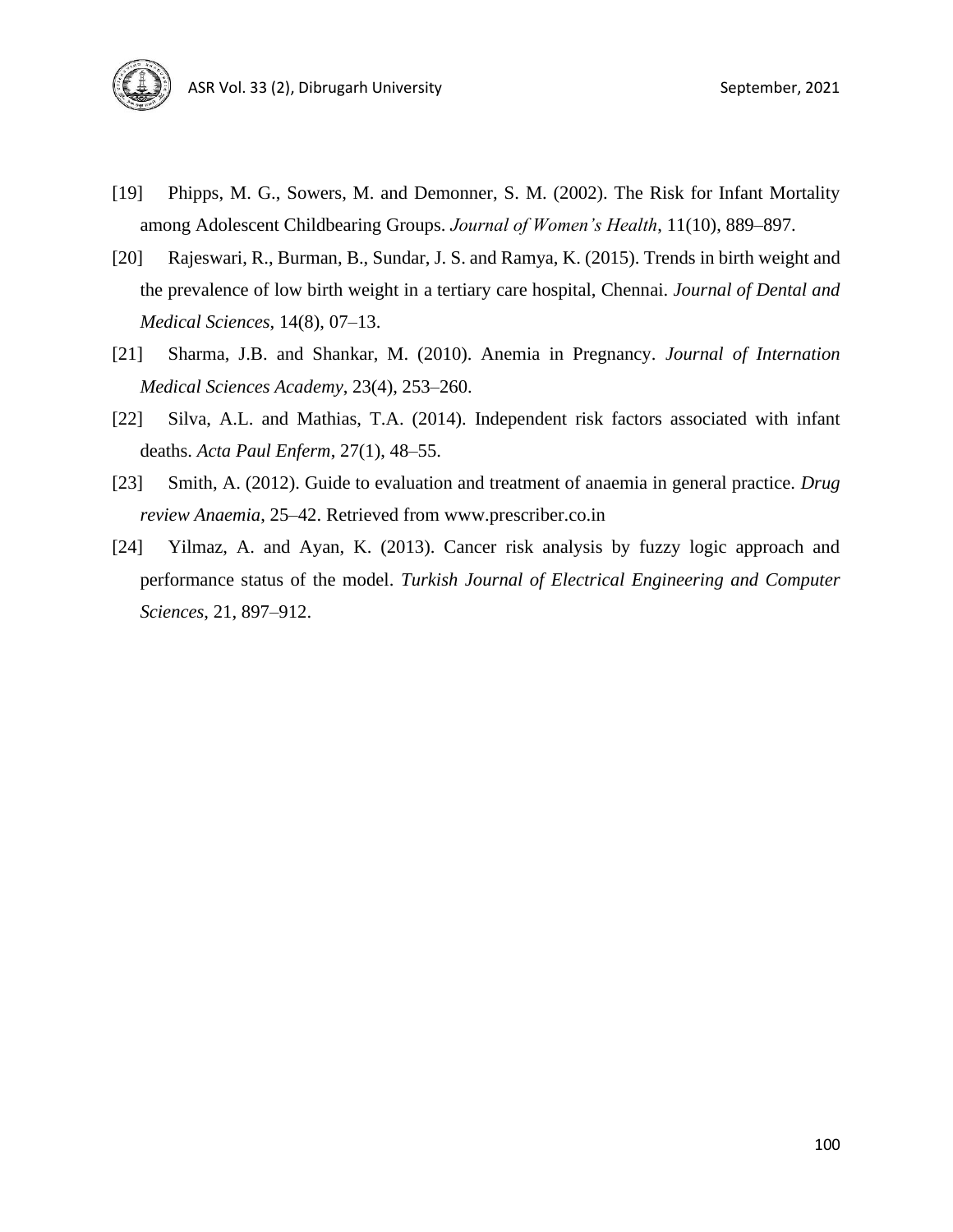[19] Phipps, M. G., Sowers, M. and Demonner, S. M. (2002). The Risk for Infant Mortality among Adolescent Childbearing Groups. *Journal of Women's Health*, 11(10), 889–897.

[20] Rajeswari, R., Burman, B., Sundar, J. S. and Ramya, K. (2015). Trends in birth weight and the prevalence of low birth weight in a tertiary care hospital, Chennai. *Journal of Dental and Medical Sciences*, 14(8), 07–13.

[21] Sharma, J.B. and Shankar, M. (2010). Anemia in Pregnancy. *Journal of Internation Medical Sciences Academy*, 23(4), 253–260.

[22] Silva, A.L. and Mathias, T.A. (2014). Independent risk factors associated with infant deaths. *Acta Paul Enferm*, 27(1), 48–55.

[23] Smith, A. (2012). Guide to evaluation and treatment of anaemia in general practice. *Drug review Anaemia*, 25–42. Retrieved from www.prescriber.co.in

[24] Yilmaz, A. and Ayan, K. (2013). Cancer risk analysis by fuzzy logic approach and performance status of the model. *Turkish Journal of Electrical Engineering and Computer Sciences*, 21, 897–912.